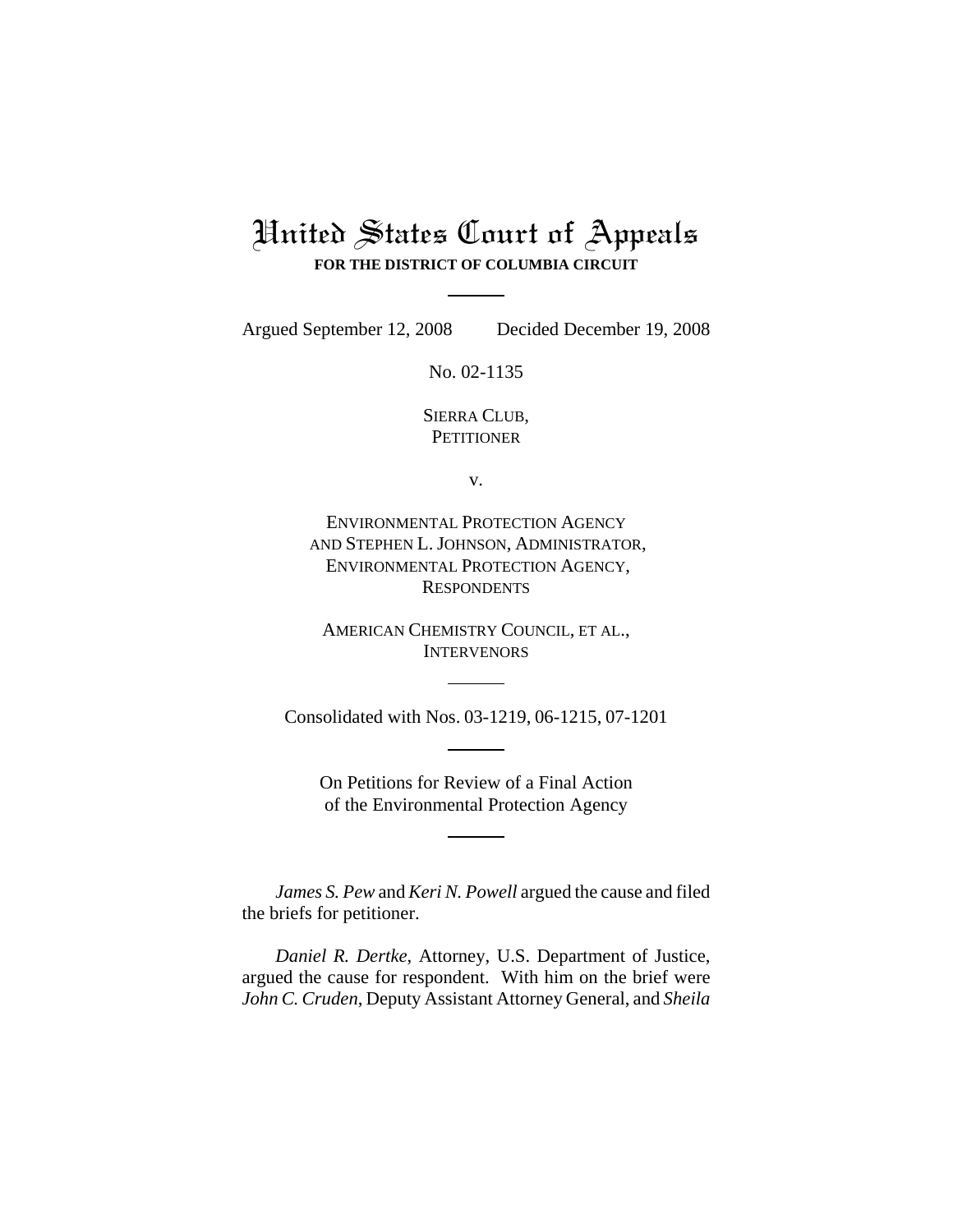# United States Court of Appeals

**FOR THE DISTRICT OF COLUMBIA CIRCUIT**

---

Argued September 12, 2008 Decided December 19, 2008

No. 02-1135

SIERRA CLUB,
PETITIONER

v.

ENVIRONMENTAL PROTECTION AGENCY
AND STEPHEN L. JOHNSON, ADMINISTRATOR,
ENVIRONMENTAL PROTECTION AGENCY,
RESPONDENTS

AMERICAN CHEMISTRY COUNCIL, ET AL.,
INTERVENORS

---

Consolidated with Nos. 03-1219, 06-1215, 07-1201

---

On Petitions for Review of a Final Action
of the Environmental Protection Agency

---

*James S. Pew* and *Keri N. Powell* argued the cause and filed the briefs for petitioner.

*Daniel R. Dertke*, Attorney, U.S. Department of Justice, argued the cause for respondent. With him on the brief were *John C. Cruden*, Deputy Assistant Attorney General, and *Sheila*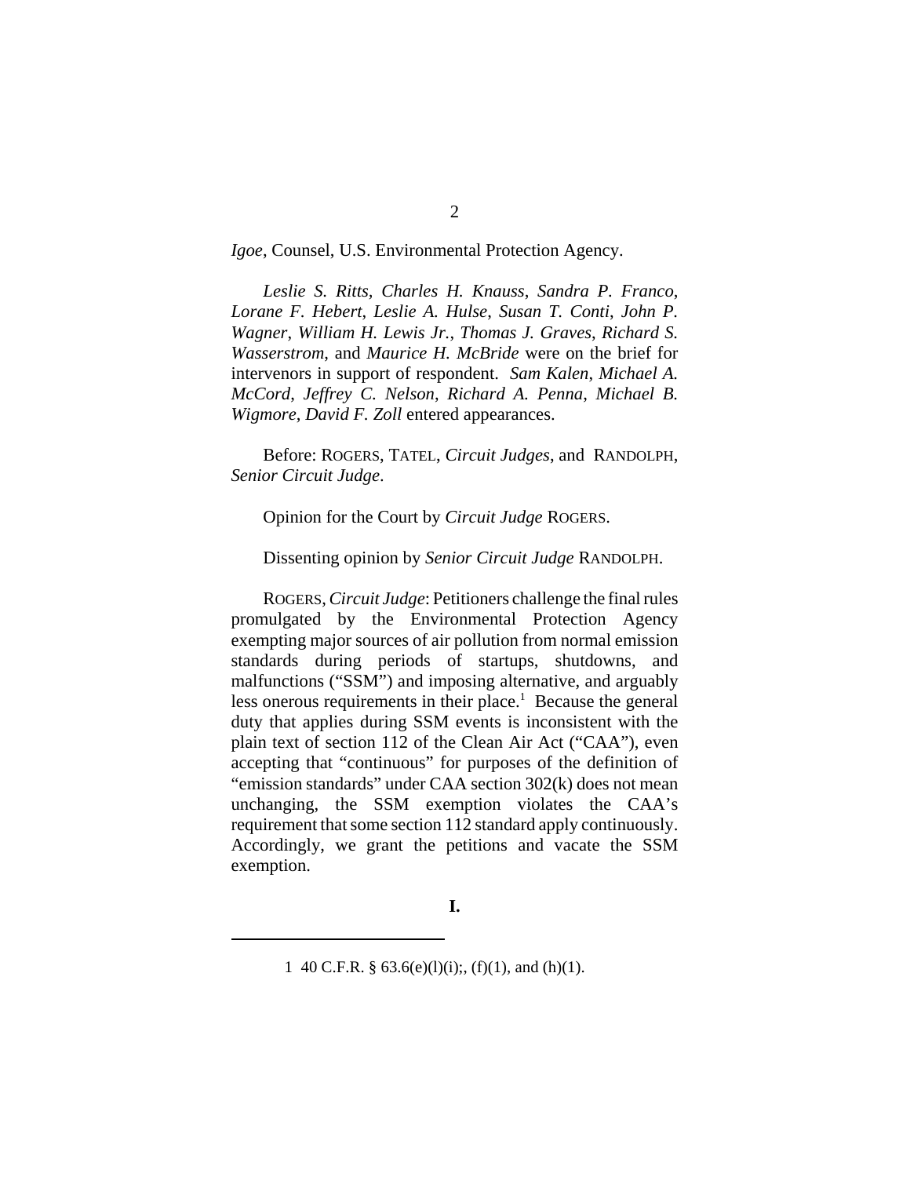*Igoe*, Counsel, U.S. Environmental Protection Agency.

*Leslie S. Ritts*, *Charles H. Knauss*, *Sandra P. Franco*, *Lorane F. Hebert*, *Leslie A. Hulse*, *Susan T. Conti*, *John P. Wagner*, *William H. Lewis Jr.*, *Thomas J. Graves*, *Richard S. Wasserstrom*, and *Maurice H. McBride* were on the brief for intervenors in support of respondent. *Sam Kalen*, *Michael A. McCord*, *Jeffrey C. Nelson*, *Richard A. Penna*, *Michael B. Wigmore*, *David F. Zoll* entered appearances.

Before: ROGERS, TATEL, *Circuit Judges*, and RANDOLPH, *Senior Circuit Judge*.

Opinion for the Court by *Circuit Judge* ROGERS.

Dissenting opinion by *Senior Circuit Judge* RANDOLPH.

ROGERS, *Circuit Judge*: Petitioners challenge the final rules promulgated by the Environmental Protection Agency exempting major sources of air pollution from normal emission standards during periods of startups, shutdowns, and malfunctions ("SSM") and imposing alternative, and arguably less onerous requirements in their place.[1] Because the general duty that applies during SSM events is inconsistent with the plain text of section 112 of the Clean Air Act ("CAA"), even accepting that "continuous" for purposes of the definition of "emission standards" under CAA section 302(k) does not mean unchanging, the SSM exemption violates the CAA's requirement that some section 112 standard apply continuously. Accordingly, we grant the petitions and vacate the SSM exemption.

## I.

[1] 40 C.F.R. § 63.6(e)(l)(i);, (f)(1), and (h)(1).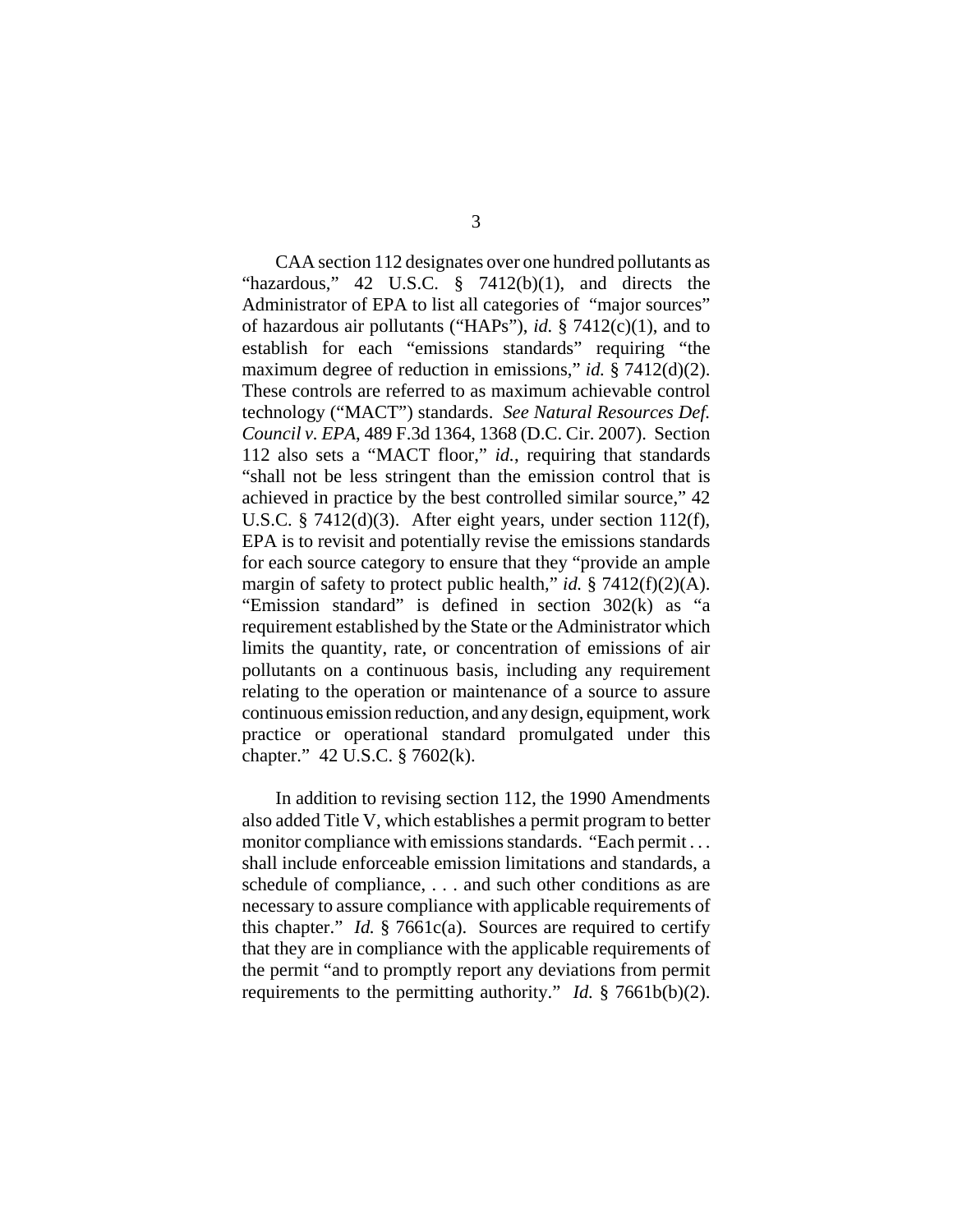CAA section 112 designates over one hundred pollutants as "hazardous," 42 U.S.C. § 7412(b)(1), and directs the Administrator of EPA to list all categories of "major sources" of hazardous air pollutants ("HAPs"), *id.* § 7412(c)(1), and to establish for each "emissions standards" requiring "the maximum degree of reduction in emissions," *id.* § 7412(d)(2). These controls are referred to as maximum achievable control technology ("MACT") standards. *See Natural Resources Def. Council v. EPA*, 489 F.3d 1364, 1368 (D.C. Cir. 2007). Section 112 also sets a "MACT floor," *id.*, requiring that standards "shall not be less stringent than the emission control that is achieved in practice by the best controlled similar source," 42 U.S.C. § 7412(d)(3). After eight years, under section 112(f), EPA is to revisit and potentially revise the emissions standards for each source category to ensure that they "provide an ample margin of safety to protect public health," *id.* § 7412(f)(2)(A). "Emission standard" is defined in section 302(k) as "a requirement established by the State or the Administrator which limits the quantity, rate, or concentration of emissions of air pollutants on a continuous basis, including any requirement relating to the operation or maintenance of a source to assure continuous emission reduction, and any design, equipment, work practice or operational standard promulgated under this chapter." 42 U.S.C. § 7602(k).

In addition to revising section 112, the 1990 Amendments also added Title V, which establishes a permit program to better monitor compliance with emissions standards. "Each permit . . . shall include enforceable emission limitations and standards, a schedule of compliance, . . . and such other conditions as are necessary to assure compliance with applicable requirements of this chapter." *Id.* § 7661c(a). Sources are required to certify that they are in compliance with the applicable requirements of the permit "and to promptly report any deviations from permit requirements to the permitting authority." *Id.* § 7661b(b)(2).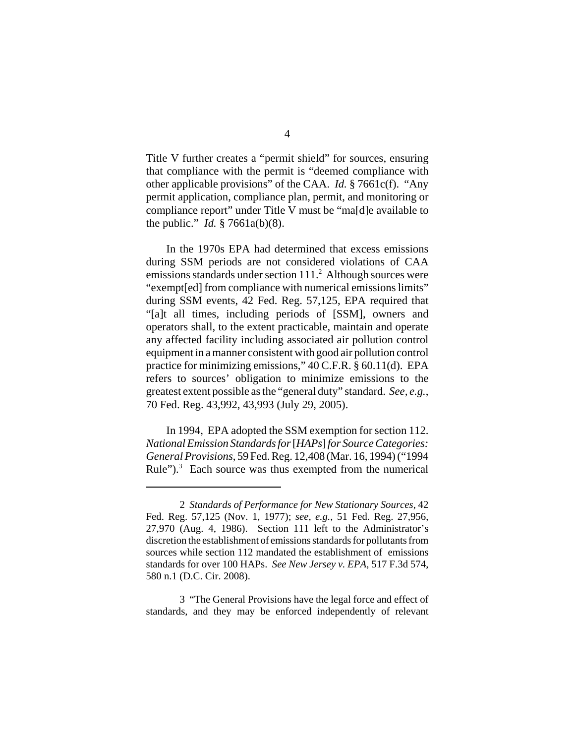Title V further creates a "permit shield" for sources, ensuring that compliance with the permit is "deemed compliance with other applicable provisions" of the CAA. *Id.* § 7661c(f). "Any permit application, compliance plan, permit, and monitoring or compliance report" under Title V must be "ma[d]e available to the public." *Id.* § 7661a(b)(8).

In the 1970s EPA had determined that excess emissions during SSM periods are not considered violations of CAA emissions standards under section 111.[2] Although sources were "exempt[ed] from compliance with numerical emissions limits" during SSM events, 42 Fed. Reg. 57,125, EPA required that "[a]t all times, including periods of [SSM], owners and operators shall, to the extent practicable, maintain and operate any affected facility including associated air pollution control equipment in a manner consistent with good air pollution control practice for minimizing emissions," 40 C.F.R. § 60.11(d). EPA refers to sources' obligation to minimize emissions to the greatest extent possible as the "general duty" standard. *See, e.g.*, 70 Fed. Reg. 43,992, 43,993 (July 29, 2005).

In 1994, EPA adopted the SSM exemption for section 112. *National Emission Standards for* [*HAPs*] *for Source Categories: General Provisions*, 59 Fed. Reg. 12,408 (Mar. 16, 1994) ("1994 Rule").[3] Each source was thus exempted from the numerical

---

2 *Standards of Performance for New Stationary Sources*, 42 Fed. Reg. 57,125 (Nov. 1, 1977); *see, e.g.*, 51 Fed. Reg. 27,956, 27,970 (Aug. 4, 1986). Section 111 left to the Administrator's discretion the establishment of emissions standards for pollutants from sources while section 112 mandated the establishment of emissions standards for over 100 HAPs. *See New Jersey v. EPA*, 517 F.3d 574, 580 n.1 (D.C. Cir. 2008).

3 "The General Provisions have the legal force and effect of standards, and they may be enforced independently of relevant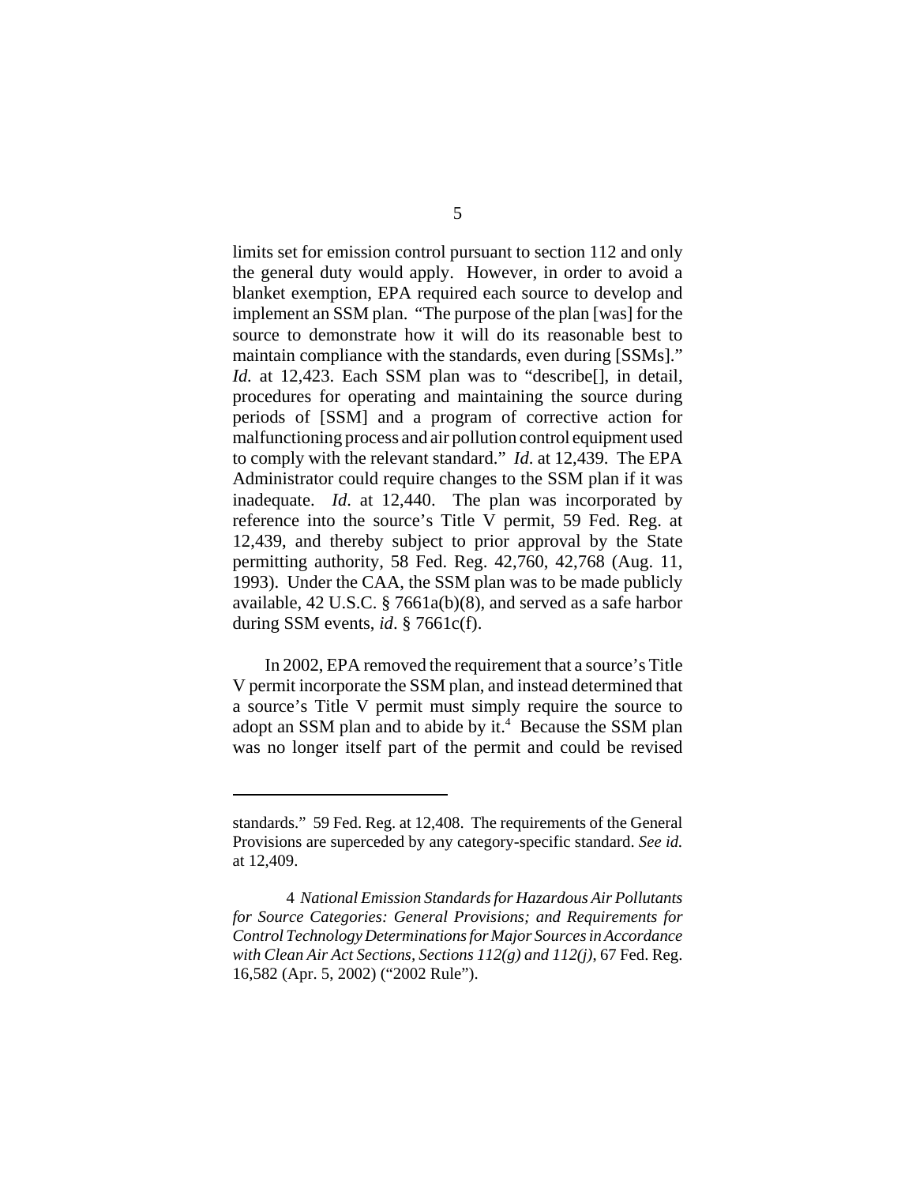limits set for emission control pursuant to section 112 and only the general duty would apply. However, in order to avoid a blanket exemption, EPA required each source to develop and implement an SSM plan. "The purpose of the plan [was] for the source to demonstrate how it will do its reasonable best to maintain compliance with the standards, even during [SSMs]." *Id.* at 12,423. Each SSM plan was to "describe[], in detail, procedures for operating and maintaining the source during periods of [SSM] and a program of corrective action for malfunctioning process and air pollution control equipment used to comply with the relevant standard." *Id.* at 12,439. The EPA Administrator could require changes to the SSM plan if it was inadequate. *Id*. at 12,440. The plan was incorporated by reference into the source's Title V permit, 59 Fed. Reg. at 12,439, and thereby subject to prior approval by the State permitting authority, 58 Fed. Reg. 42,760, 42,768 (Aug. 11, 1993). Under the CAA, the SSM plan was to be made publicly available, 42 U.S.C. § 7661a(b)(8), and served as a safe harbor during SSM events, *id*. § 7661c(f).

In 2002, EPA removed the requirement that a source's Title V permit incorporate the SSM plan, and instead determined that a source's Title V permit must simply require the source to adopt an SSM plan and to abide by it.[4] Because the SSM plan was no longer itself part of the permit and could be revised

---

standards." 59 Fed. Reg. at 12,408. The requirements of the General Provisions are superceded by any category-specific standard. *See id.* at 12,409.

4 *National Emission Standards for Hazardous Air Pollutants for Source Categories: General Provisions; and Requirements for Control Technology Determinations for Major Sources in Accordance with Clean Air Act Sections, Sections 112(g) and 112(j)*, 67 Fed. Reg. 16,582 (Apr. 5, 2002) ("2002 Rule").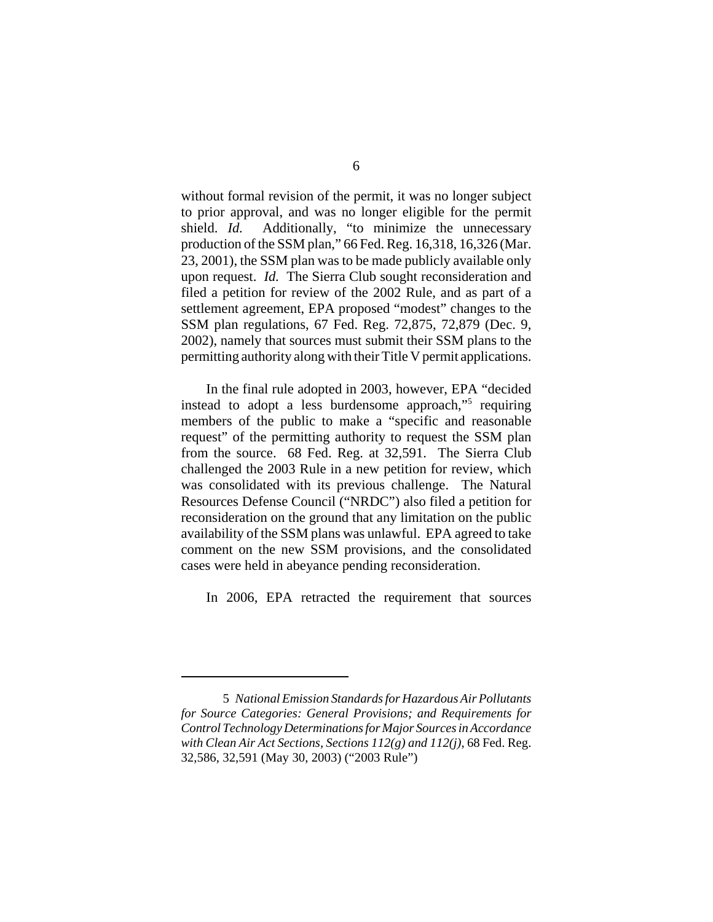without formal revision of the permit, it was no longer subject to prior approval, and was no longer eligible for the permit shield. *Id.* Additionally, "to minimize the unnecessary production of the SSM plan," 66 Fed. Reg. 16,318, 16,326 (Mar. 23, 2001), the SSM plan was to be made publicly available only upon request. *Id.* The Sierra Club sought reconsideration and filed a petition for review of the 2002 Rule, and as part of a settlement agreement, EPA proposed "modest" changes to the SSM plan regulations, 67 Fed. Reg. 72,875, 72,879 (Dec. 9, 2002), namely that sources must submit their SSM plans to the permitting authority along with their Title V permit applications.

In the final rule adopted in 2003, however, EPA "decided instead to adopt a less burdensome approach,"[5] requiring members of the public to make a "specific and reasonable request" of the permitting authority to request the SSM plan from the source. 68 Fed. Reg. at 32,591. The Sierra Club challenged the 2003 Rule in a new petition for review, which was consolidated with its previous challenge. The Natural Resources Defense Council ("NRDC") also filed a petition for reconsideration on the ground that any limitation on the public availability of the SSM plans was unlawful. EPA agreed to take comment on the new SSM provisions, and the consolidated cases were held in abeyance pending reconsideration.

In 2006, EPA retracted the requirement that sources

---

5 *National Emission Standards for Hazardous Air Pollutants for Source Categories: General Provisions; and Requirements for Control Technology Determinations for Major Sources in Accordance with Clean Air Act Sections, Sections 112(g) and 112(j)*, 68 Fed. Reg. 32,586, 32,591 (May 30, 2003) ("2003 Rule")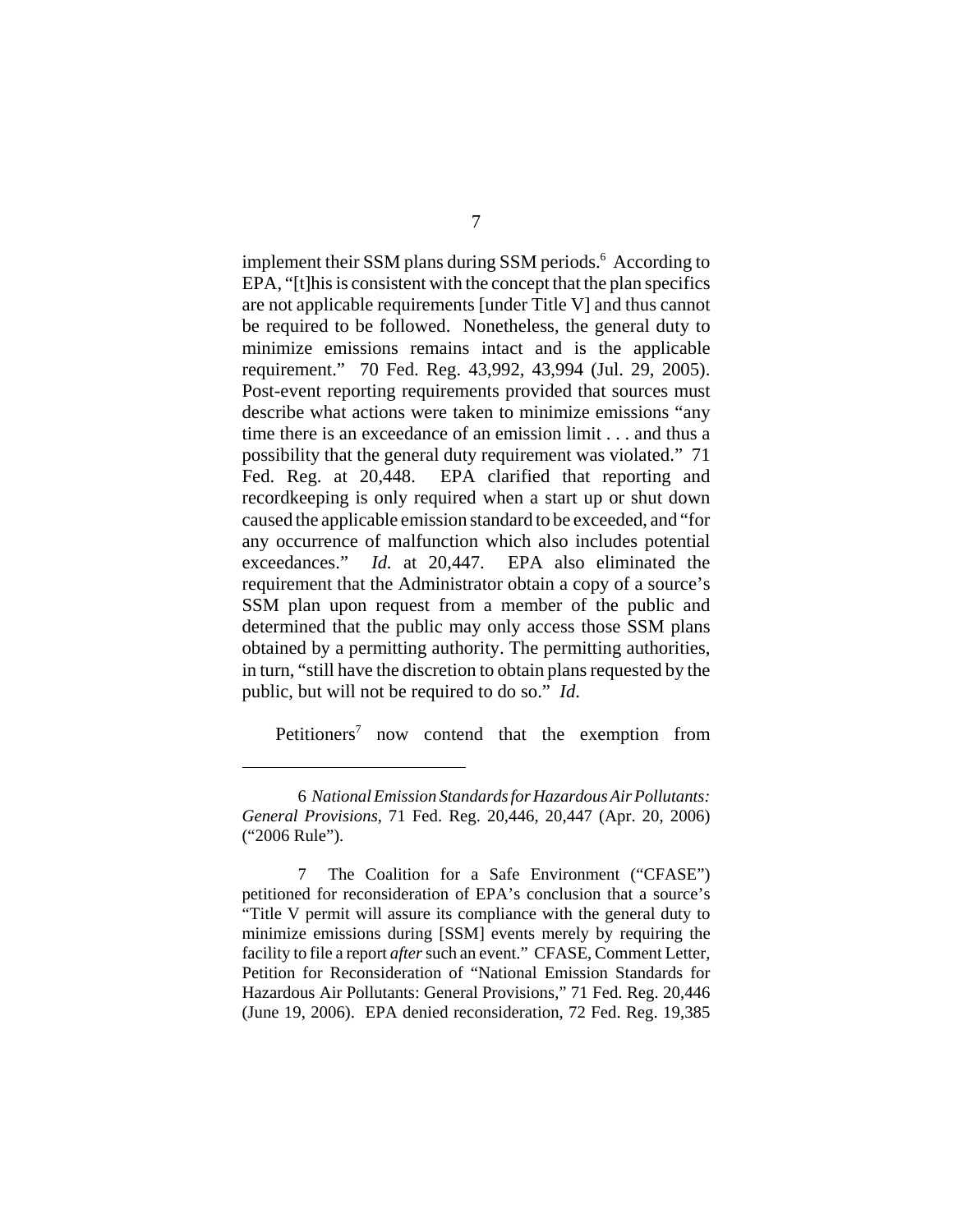implement their SSM plans during SSM periods.[6] According to EPA, "[t]his is consistent with the concept that the plan specifics are not applicable requirements [under Title V] and thus cannot be required to be followed. Nonetheless, the general duty to minimize emissions remains intact and is the applicable requirement." 70 Fed. Reg. 43,992, 43,994 (Jul. 29, 2005). Post-event reporting requirements provided that sources must describe what actions were taken to minimize emissions "any time there is an exceedance of an emission limit . . . and thus a possibility that the general duty requirement was violated." 71 Fed. Reg. at 20,448. EPA clarified that reporting and recordkeeping is only required when a start up or shut down caused the applicable emission standard to be exceeded, and "for any occurrence of malfunction which also includes potential exceedances." *Id.* at 20,447. EPA also eliminated the requirement that the Administrator obtain a copy of a source's SSM plan upon request from a member of the public and determined that the public may only access those SSM plans obtained by a permitting authority. The permitting authorities, in turn, "still have the discretion to obtain plans requested by the public, but will not be required to do so." *Id.*

Petitioners[7] now contend that the exemption from

---

6 *National Emission Standards for Hazardous Air Pollutants: General Provisions*, 71 Fed. Reg. 20,446, 20,447 (Apr. 20, 2006) ("2006 Rule").

7 The Coalition for a Safe Environment ("CFASE") petitioned for reconsideration of EPA's conclusion that a source's "Title V permit will assure its compliance with the general duty to minimize emissions during [SSM] events merely by requiring the facility to file a report *after* such an event." CFASE, Comment Letter, Petition for Reconsideration of "National Emission Standards for Hazardous Air Pollutants: General Provisions," 71 Fed. Reg. 20,446 (June 19, 2006). EPA denied reconsideration, 72 Fed. Reg. 19,385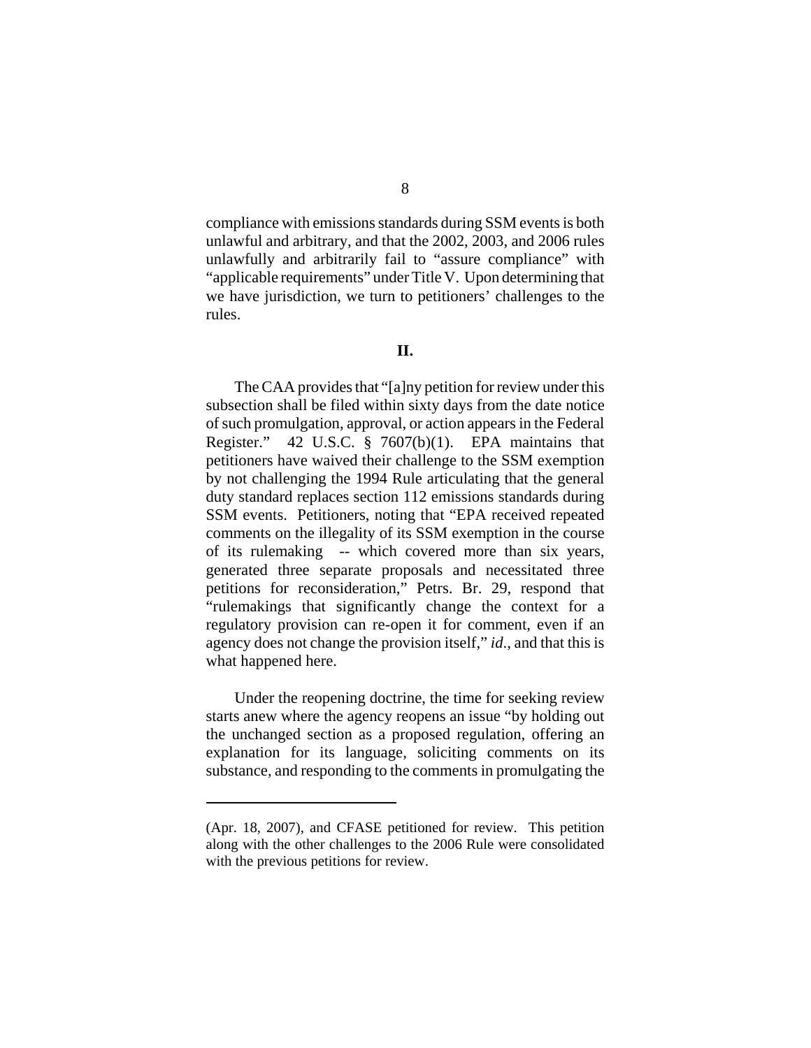compliance with emissions standards during SSM events is both unlawful and arbitrary, and that the 2002, 2003, and 2006 rules unlawfully and arbitrarily fail to "assure compliance" with "applicable requirements" under Title V. Upon determining that we have jurisdiction, we turn to petitioners' challenges to the rules.

## II.

The CAA provides that "[a]ny petition for review under this subsection shall be filed within sixty days from the date notice of such promulgation, approval, or action appears in the Federal Register." 42 U.S.C. § 7607(b)(1). EPA maintains that petitioners have waived their challenge to the SSM exemption by not challenging the 1994 Rule articulating that the general duty standard replaces section 112 emissions standards during SSM events. Petitioners, noting that "EPA received repeated comments on the illegality of its SSM exemption in the course of its rulemaking -- which covered more than six years, generated three separate proposals and necessitated three petitions for reconsideration," Petrs. Br. 29, respond that "rulemakings that significantly change the context for a regulatory provision can re-open it for comment, even if an agency does not change the provision itself," *id*., and that this is what happened here.

Under the reopening doctrine, the time for seeking review starts anew where the agency reopens an issue "by holding out the unchanged section as a proposed regulation, offering an explanation for its language, soliciting comments on its substance, and responding to the comments in promulgating the

---

(Apr. 18, 2007), and CFASE petitioned for review. This petition along with the other challenges to the 2006 Rule were consolidated with the previous petitions for review.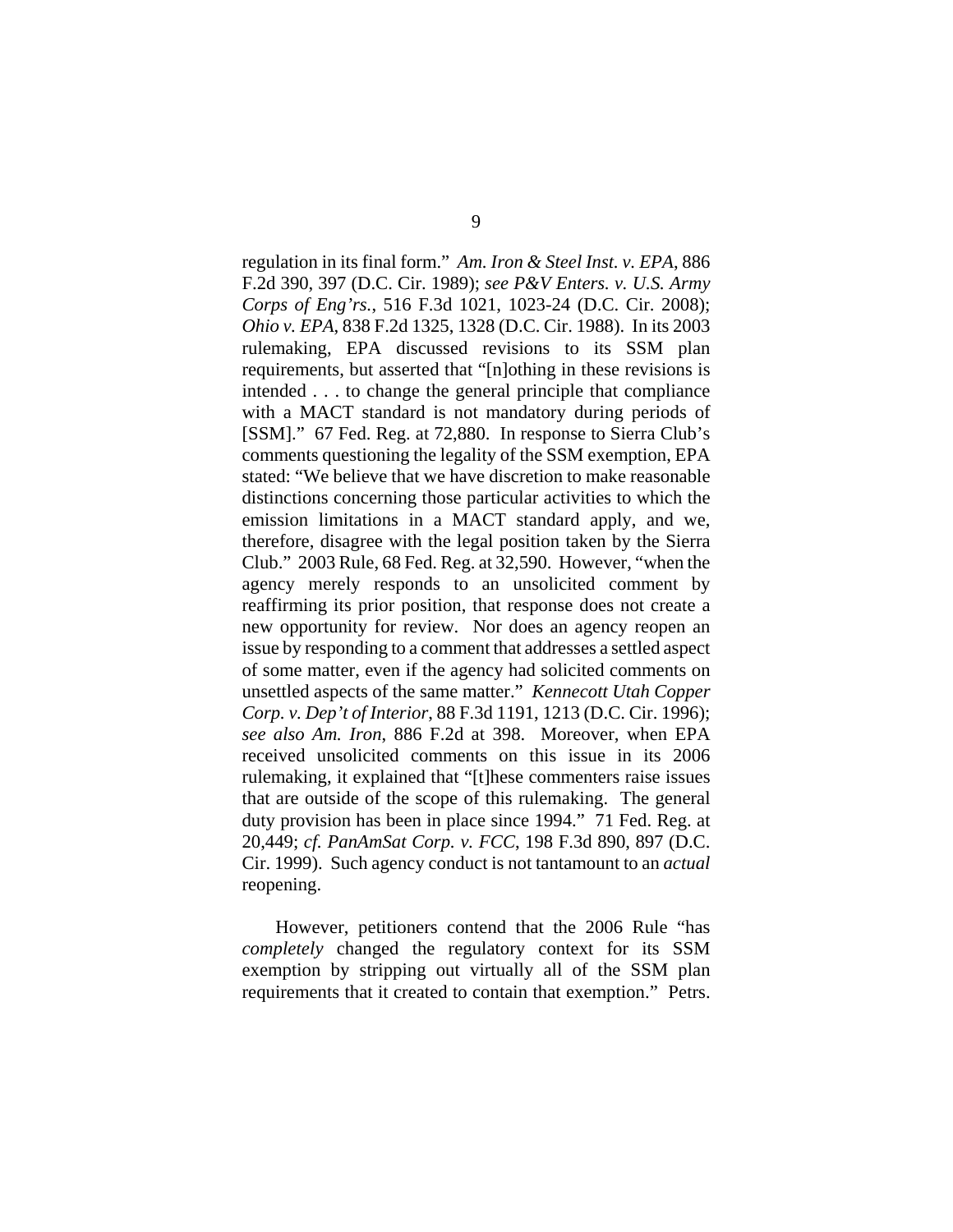regulation in its final form." *Am. Iron & Steel Inst. v. EPA*, 886 F.2d 390, 397 (D.C. Cir. 1989); *see P&V Enters. v. U.S. Army Corps of Eng'rs.*, 516 F.3d 1021, 1023-24 (D.C. Cir. 2008); *Ohio v. EPA*, 838 F.2d 1325, 1328 (D.C. Cir. 1988). In its 2003 rulemaking, EPA discussed revisions to its SSM plan requirements, but asserted that "[n]othing in these revisions is intended . . . to change the general principle that compliance with a MACT standard is not mandatory during periods of [SSM]." 67 Fed. Reg. at 72,880. In response to Sierra Club's comments questioning the legality of the SSM exemption, EPA stated: "We believe that we have discretion to make reasonable distinctions concerning those particular activities to which the emission limitations in a MACT standard apply, and we, therefore, disagree with the legal position taken by the Sierra Club." 2003 Rule, 68 Fed. Reg. at 32,590. However, "when the agency merely responds to an unsolicited comment by reaffirming its prior position, that response does not create a new opportunity for review. Nor does an agency reopen an issue by responding to a comment that addresses a settled aspect of some matter, even if the agency had solicited comments on unsettled aspects of the same matter." *Kennecott Utah Copper Corp. v. Dep't of Interior*, 88 F.3d 1191, 1213 (D.C. Cir. 1996); *see also Am. Iron*, 886 F.2d at 398. Moreover, when EPA received unsolicited comments on this issue in its 2006 rulemaking, it explained that "[t]hese commenters raise issues that are outside of the scope of this rulemaking. The general duty provision has been in place since 1994." 71 Fed. Reg. at 20,449; *cf. PanAmSat Corp. v. FCC*, 198 F.3d 890, 897 (D.C. Cir. 1999). Such agency conduct is not tantamount to an *actual* reopening.

However, petitioners contend that the 2006 Rule "has *completely* changed the regulatory context for its SSM exemption by stripping out virtually all of the SSM plan requirements that it created to contain that exemption." Petrs.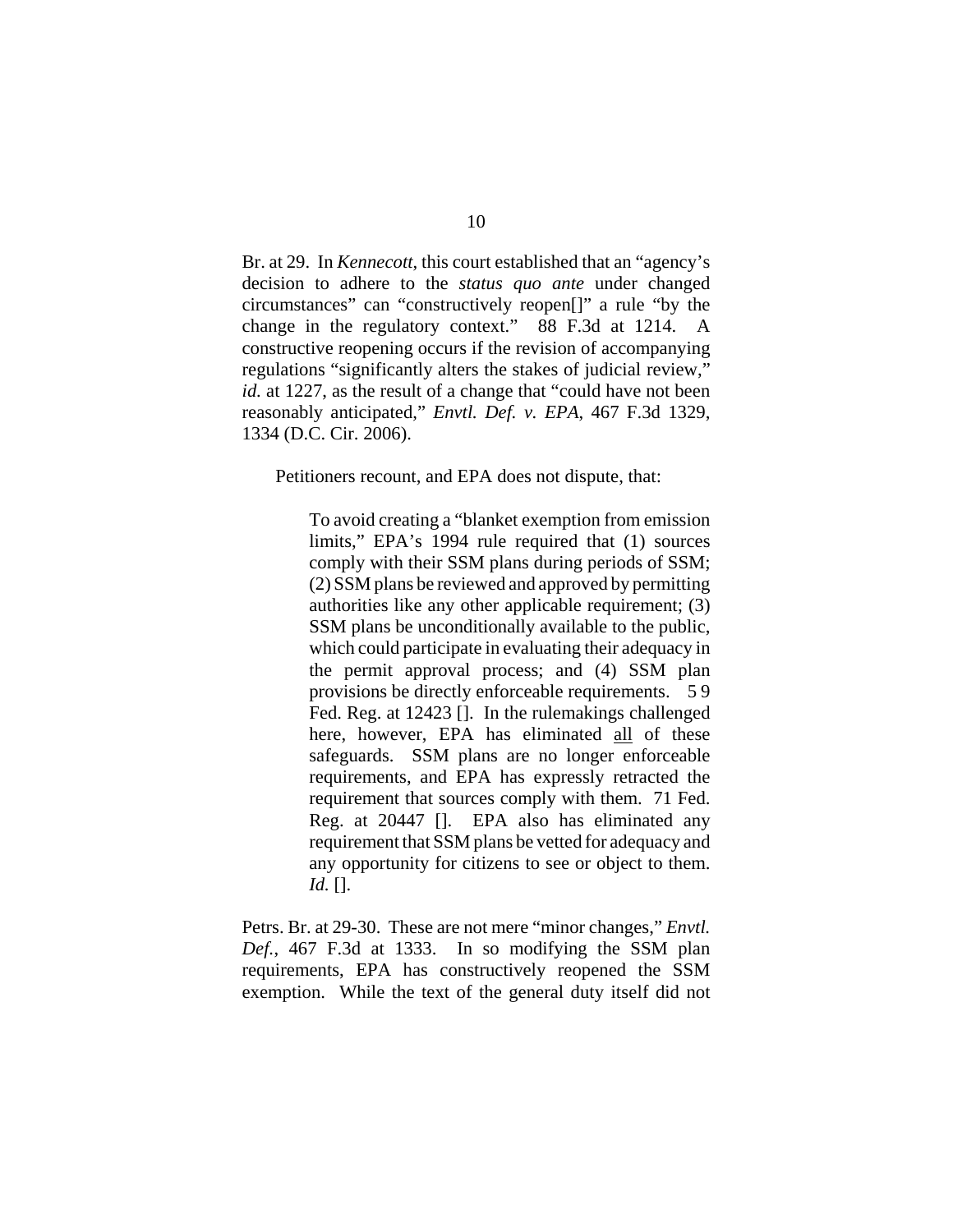Br. at 29. In *Kennecott*, this court established that an "agency's decision to adhere to the *status quo ante* under changed circumstances" can "constructively reopen[]" a rule "by the change in the regulatory context." 88 F.3d at 1214. A constructive reopening occurs if the revision of accompanying regulations "significantly alters the stakes of judicial review," *id.* at 1227, as the result of a change that "could have not been reasonably anticipated," *Envtl. Def. v. EPA*, 467 F.3d 1329, 1334 (D.C. Cir. 2006).

Petitioners recount, and EPA does not dispute, that:

> To avoid creating a "blanket exemption from emission limits," EPA's 1994 rule required that (1) sources comply with their SSM plans during periods of SSM; (2) SSM plans be reviewed and approved by permitting authorities like any other applicable requirement; (3) SSM plans be unconditionally available to the public, which could participate in evaluating their adequacy in the permit approval process; and (4) SSM plan provisions be directly enforceable requirements. 5 9 Fed. Reg. at 12423 []. In the rulemakings challenged here, however, EPA has eliminated <u>all</u> of these safeguards. SSM plans are no longer enforceable requirements, and EPA has expressly retracted the requirement that sources comply with them. 71 Fed. Reg. at 20447 []. EPA also has eliminated any requirement that SSM plans be vetted for adequacy and any opportunity for citizens to see or object to them. *Id.* [].

Petrs. Br. at 29-30. These are not mere "minor changes," *Envtl. Def.*, 467 F.3d at 1333. In so modifying the SSM plan requirements, EPA has constructively reopened the SSM exemption. While the text of the general duty itself did not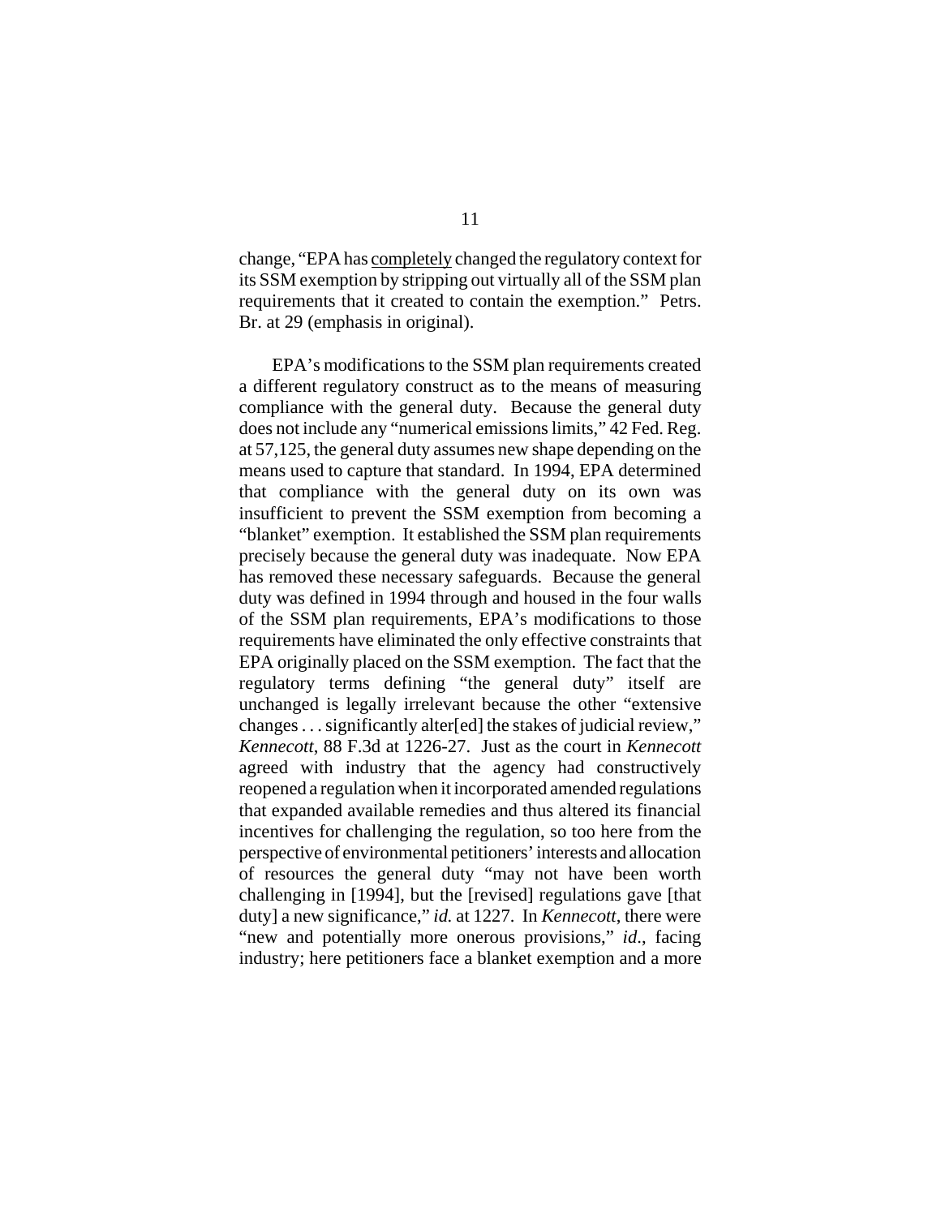change, "EPA has <u>completely</u> changed the regulatory context for its SSM exemption by stripping out virtually all of the SSM plan requirements that it created to contain the exemption." Petrs. Br. at 29 (emphasis in original).

EPA's modifications to the SSM plan requirements created a different regulatory construct as to the means of measuring compliance with the general duty. Because the general duty does not include any "numerical emissions limits," 42 Fed. Reg. at 57,125, the general duty assumes new shape depending on the means used to capture that standard. In 1994, EPA determined that compliance with the general duty on its own was insufficient to prevent the SSM exemption from becoming a "blanket" exemption. It established the SSM plan requirements precisely because the general duty was inadequate. Now EPA has removed these necessary safeguards. Because the general duty was defined in 1994 through and housed in the four walls of the SSM plan requirements, EPA's modifications to those requirements have eliminated the only effective constraints that EPA originally placed on the SSM exemption. The fact that the regulatory terms defining "the general duty" itself are unchanged is legally irrelevant because the other "extensive changes . . . significantly alter[ed] the stakes of judicial review," *Kennecott*, 88 F.3d at 1226-27. Just as the court in *Kennecott* agreed with industry that the agency had constructively reopened a regulation when it incorporated amended regulations that expanded available remedies and thus altered its financial incentives for challenging the regulation, so too here from the perspective of environmental petitioners' interests and allocation of resources the general duty "may not have been worth challenging in [1994], but the [revised] regulations gave [that duty] a new significance," *id.* at 1227. In *Kennecott*, there were "new and potentially more onerous provisions," *id.*, facing industry; here petitioners face a blanket exemption and a more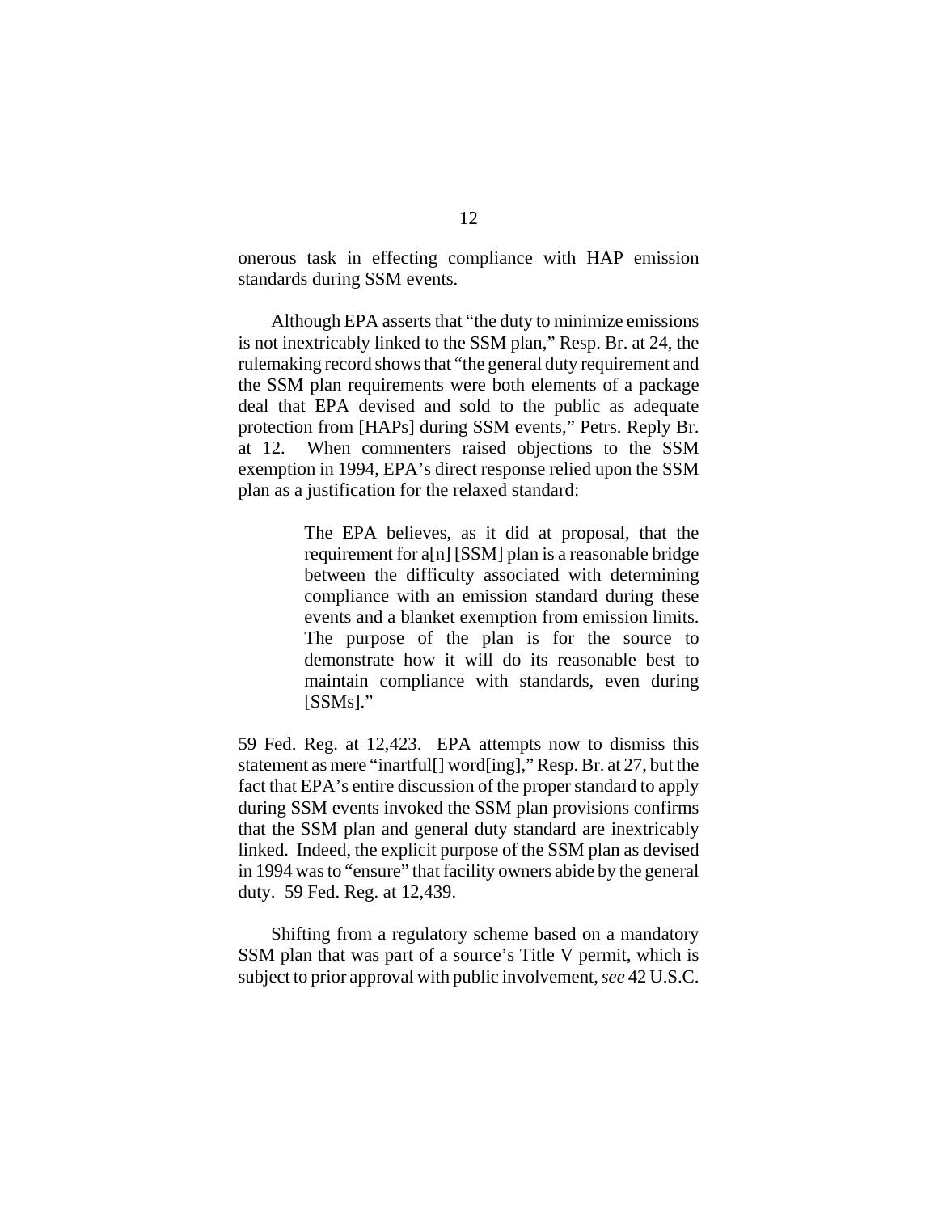onerous task in effecting compliance with HAP emission standards during SSM events.

Although EPA asserts that "the duty to minimize emissions is not inextricably linked to the SSM plan," Resp. Br. at 24, the rulemaking record shows that "the general duty requirement and the SSM plan requirements were both elements of a package deal that EPA devised and sold to the public as adequate protection from [HAPs] during SSM events," Petrs. Reply Br. at 12. When commenters raised objections to the SSM exemption in 1994, EPA's direct response relied upon the SSM plan as a justification for the relaxed standard:

> The EPA believes, as it did at proposal, that the requirement for a[n] [SSM] plan is a reasonable bridge between the difficulty associated with determining compliance with an emission standard during these events and a blanket exemption from emission limits. The purpose of the plan is for the source to demonstrate how it will do its reasonable best to maintain compliance with standards, even during [SSMs]."

59 Fed. Reg. at 12,423. EPA attempts now to dismiss this statement as mere "inartful[] word[ing]," Resp. Br. at 27, but the fact that EPA's entire discussion of the proper standard to apply during SSM events invoked the SSM plan provisions confirms that the SSM plan and general duty standard are inextricably linked. Indeed, the explicit purpose of the SSM plan as devised in 1994 was to "ensure" that facility owners abide by the general duty. 59 Fed. Reg. at 12,439.

Shifting from a regulatory scheme based on a mandatory SSM plan that was part of a source's Title V permit, which is subject to prior approval with public involvement, *see* 42 U.S.C.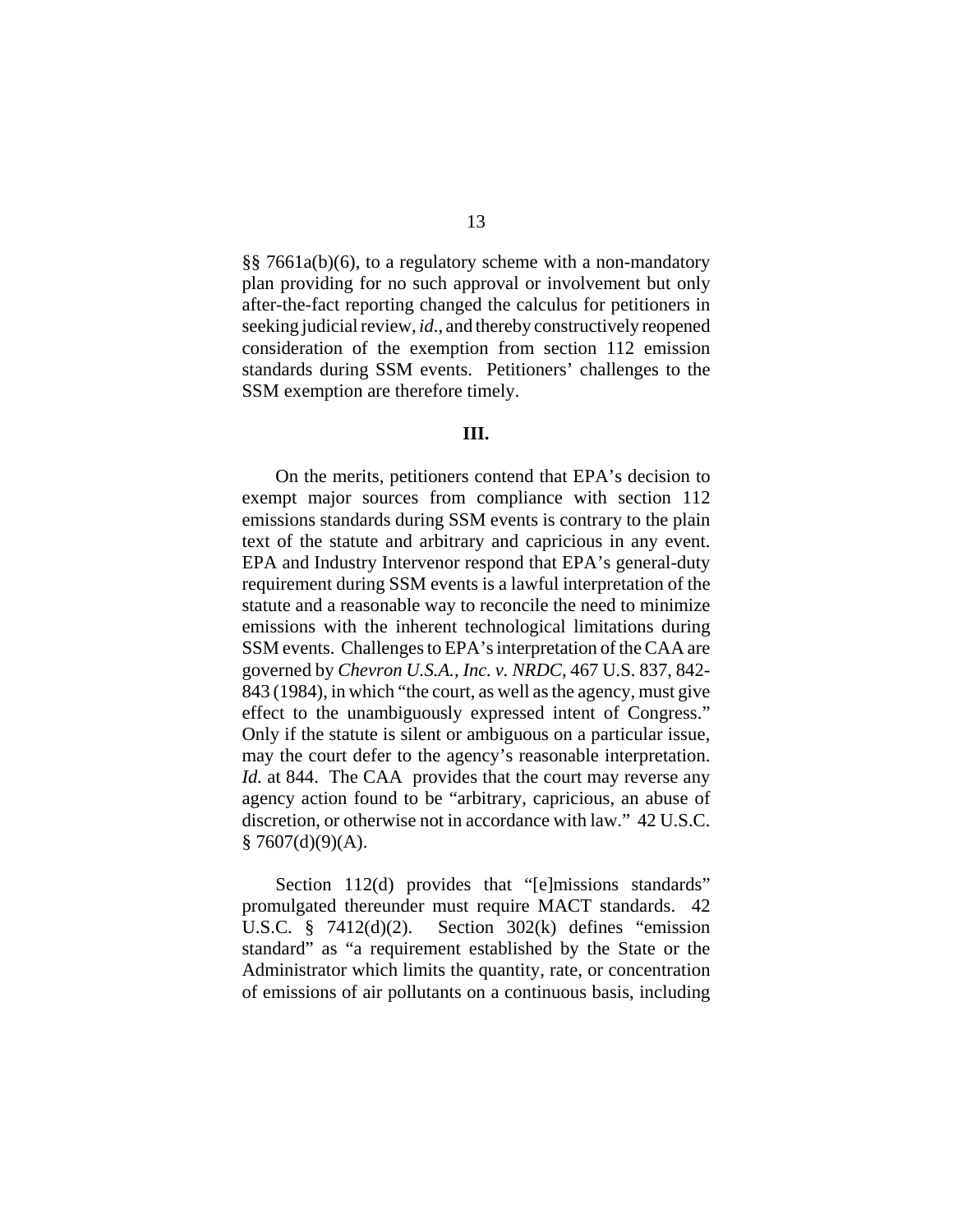§§ 7661a(b)(6), to a regulatory scheme with a non-mandatory plan providing for no such approval or involvement but only after-the-fact reporting changed the calculus for petitioners in seeking judicial review, *id*., and thereby constructively reopened consideration of the exemption from section 112 emission standards during SSM events. Petitioners' challenges to the SSM exemption are therefore timely.

## III.

On the merits, petitioners contend that EPA's decision to exempt major sources from compliance with section 112 emissions standards during SSM events is contrary to the plain text of the statute and arbitrary and capricious in any event. EPA and Industry Intervenor respond that EPA's general-duty requirement during SSM events is a lawful interpretation of the statute and a reasonable way to reconcile the need to minimize emissions with the inherent technological limitations during SSM events. Challenges to EPA's interpretation of the CAA are governed by *Chevron U.S.A., Inc. v. NRDC*, 467 U.S. 837, 842-843 (1984), in which "the court, as well as the agency, must give effect to the unambiguously expressed intent of Congress." Only if the statute is silent or ambiguous on a particular issue, may the court defer to the agency's reasonable interpretation. *Id.* at 844. The CAA provides that the court may reverse any agency action found to be "arbitrary, capricious, an abuse of discretion, or otherwise not in accordance with law." 42 U.S.C. § 7607(d)(9)(A).

Section 112(d) provides that "[e]missions standards" promulgated thereunder must require MACT standards. 42 U.S.C. § 7412(d)(2). Section 302(k) defines "emission standard" as "a requirement established by the State or the Administrator which limits the quantity, rate, or concentration of emissions of air pollutants on a continuous basis, including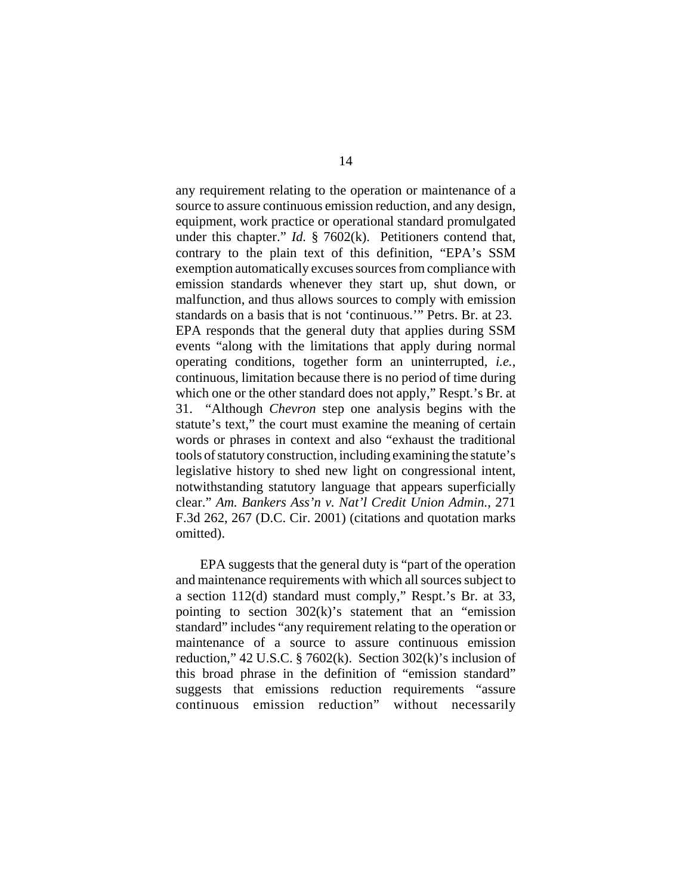any requirement relating to the operation or maintenance of a source to assure continuous emission reduction, and any design, equipment, work practice or operational standard promulgated under this chapter." *Id.* § 7602(k). Petitioners contend that, contrary to the plain text of this definition, "EPA's SSM exemption automatically excuses sources from compliance with emission standards whenever they start up, shut down, or malfunction, and thus allows sources to comply with emission standards on a basis that is not 'continuous.'" Petrs. Br. at 23. EPA responds that the general duty that applies during SSM events "along with the limitations that apply during normal operating conditions, together form an uninterrupted, *i.e.*, continuous, limitation because there is no period of time during which one or the other standard does not apply," Respt.'s Br. at 31. "Although *Chevron* step one analysis begins with the statute's text," the court must examine the meaning of certain words or phrases in context and also "exhaust the traditional tools of statutory construction, including examining the statute's legislative history to shed new light on congressional intent, notwithstanding statutory language that appears superficially clear." *Am. Bankers Ass'n v. Nat'l Credit Union Admin.*, 271 F.3d 262, 267 (D.C. Cir. 2001) (citations and quotation marks omitted).

EPA suggests that the general duty is "part of the operation and maintenance requirements with which all sources subject to a section 112(d) standard must comply," Respt.'s Br. at 33, pointing to section 302(k)'s statement that an "emission standard" includes "any requirement relating to the operation or maintenance of a source to assure continuous emission reduction," 42 U.S.C. § 7602(k). Section 302(k)'s inclusion of this broad phrase in the definition of "emission standard" suggests that emissions reduction requirements "assure continuous emission reduction" without necessarily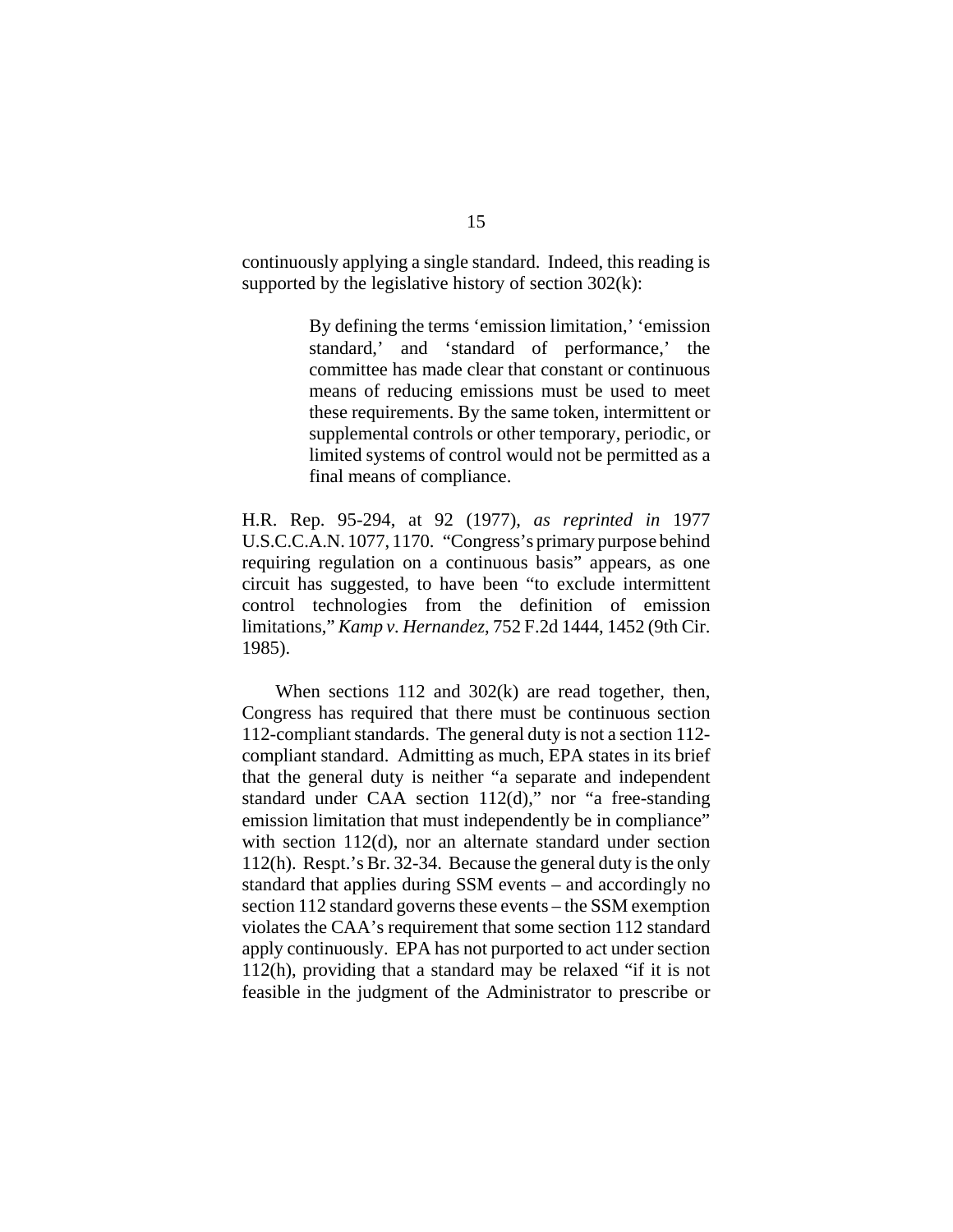continuously applying a single standard. Indeed, this reading is supported by the legislative history of section 302(k):

> By defining the terms 'emission limitation,' 'emission standard,' and 'standard of performance,' the committee has made clear that constant or continuous means of reducing emissions must be used to meet these requirements. By the same token, intermittent or supplemental controls or other temporary, periodic, or limited systems of control would not be permitted as a final means of compliance.

H.R. Rep. 95-294, at 92 (1977), *as reprinted in* 1977 U.S.C.C.A.N. 1077, 1170. "Congress's primary purpose behind requiring regulation on a continuous basis" appears, as one circuit has suggested, to have been "to exclude intermittent control technologies from the definition of emission limitations," *Kamp v. Hernandez*, 752 F.2d 1444, 1452 (9th Cir. 1985).

When sections 112 and 302(k) are read together, then, Congress has required that there must be continuous section 112-compliant standards. The general duty is not a section 112-compliant standard. Admitting as much, EPA states in its brief that the general duty is neither "a separate and independent standard under CAA section 112(d)," nor "a free-standing emission limitation that must independently be in compliance" with section 112(d), nor an alternate standard under section 112(h). Respt.'s Br. 32-34. Because the general duty is the only standard that applies during SSM events – and accordingly no section 112 standard governs these events – the SSM exemption violates the CAA's requirement that some section 112 standard apply continuously. EPA has not purported to act under section 112(h), providing that a standard may be relaxed "if it is not feasible in the judgment of the Administrator to prescribe or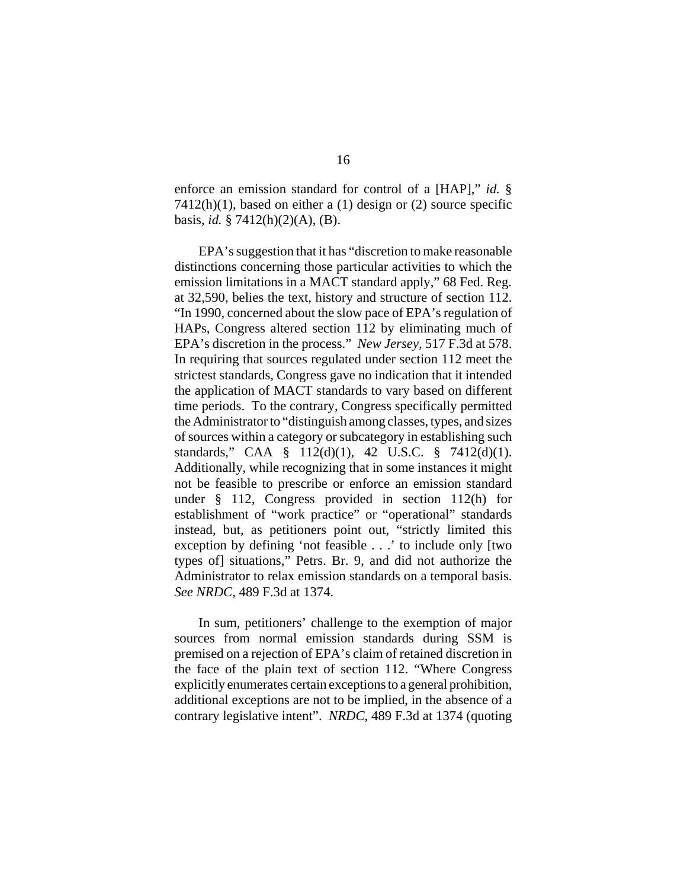enforce an emission standard for control of a [HAP]," *id.* § 7412(h)(1), based on either a (1) design or (2) source specific basis, *id.* § 7412(h)(2)(A), (B).

EPA's suggestion that it has "discretion to make reasonable distinctions concerning those particular activities to which the emission limitations in a MACT standard apply," 68 Fed. Reg. at 32,590, belies the text, history and structure of section 112. "In 1990, concerned about the slow pace of EPA's regulation of HAPs, Congress altered section 112 by eliminating much of EPA's discretion in the process." *New Jersey*, 517 F.3d at 578. In requiring that sources regulated under section 112 meet the strictest standards, Congress gave no indication that it intended the application of MACT standards to vary based on different time periods. To the contrary, Congress specifically permitted the Administrator to "distinguish among classes, types, and sizes of sources within a category or subcategory in establishing such standards," CAA § 112(d)(1), 42 U.S.C. § 7412(d)(1). Additionally, while recognizing that in some instances it might not be feasible to prescribe or enforce an emission standard under § 112, Congress provided in section 112(h) for establishment of "work practice" or "operational" standards instead, but, as petitioners point out, "strictly limited this exception by defining 'not feasible . . .' to include only [two types of] situations," Petrs. Br. 9, and did not authorize the Administrator to relax emission standards on a temporal basis. *See NRDC*, 489 F.3d at 1374.

In sum, petitioners' challenge to the exemption of major sources from normal emission standards during SSM is premised on a rejection of EPA's claim of retained discretion in the face of the plain text of section 112. "Where Congress explicitly enumerates certain exceptions to a general prohibition, additional exceptions are not to be implied, in the absence of a contrary legislative intent". *NRDC*, 489 F.3d at 1374 (quoting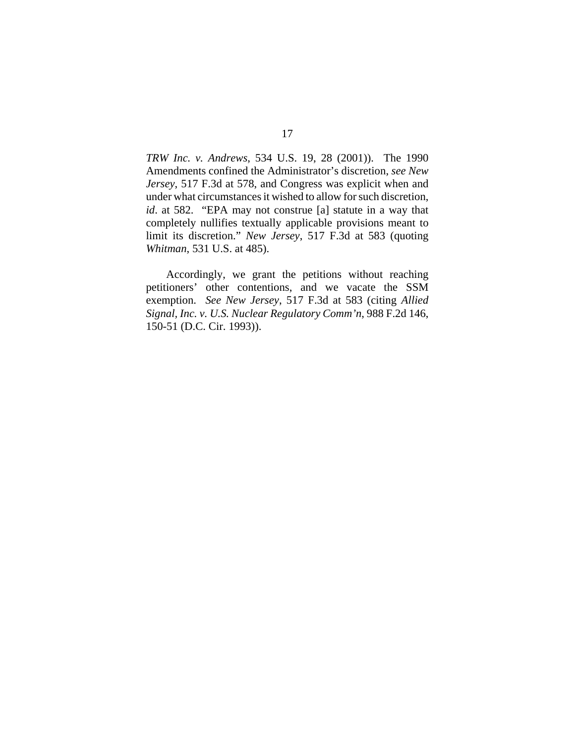*TRW Inc. v. Andrews*, 534 U.S. 19, 28 (2001)). The 1990 Amendments confined the Administrator's discretion, *see New Jersey*, 517 F.3d at 578, and Congress was explicit when and under what circumstances it wished to allow for such discretion, *id*. at 582. "EPA may not construe [a] statute in a way that completely nullifies textually applicable provisions meant to limit its discretion." *New Jersey*, 517 F.3d at 583 (quoting *Whitman*, 531 U.S. at 485).

Accordingly, we grant the petitions without reaching petitioners' other contentions, and we vacate the SSM exemption. *See New Jersey*, 517 F.3d at 583 (citing *Allied Signal, Inc. v. U.S. Nuclear Regulatory Comm'n*, 988 F.2d 146, 150-51 (D.C. Cir. 1993)).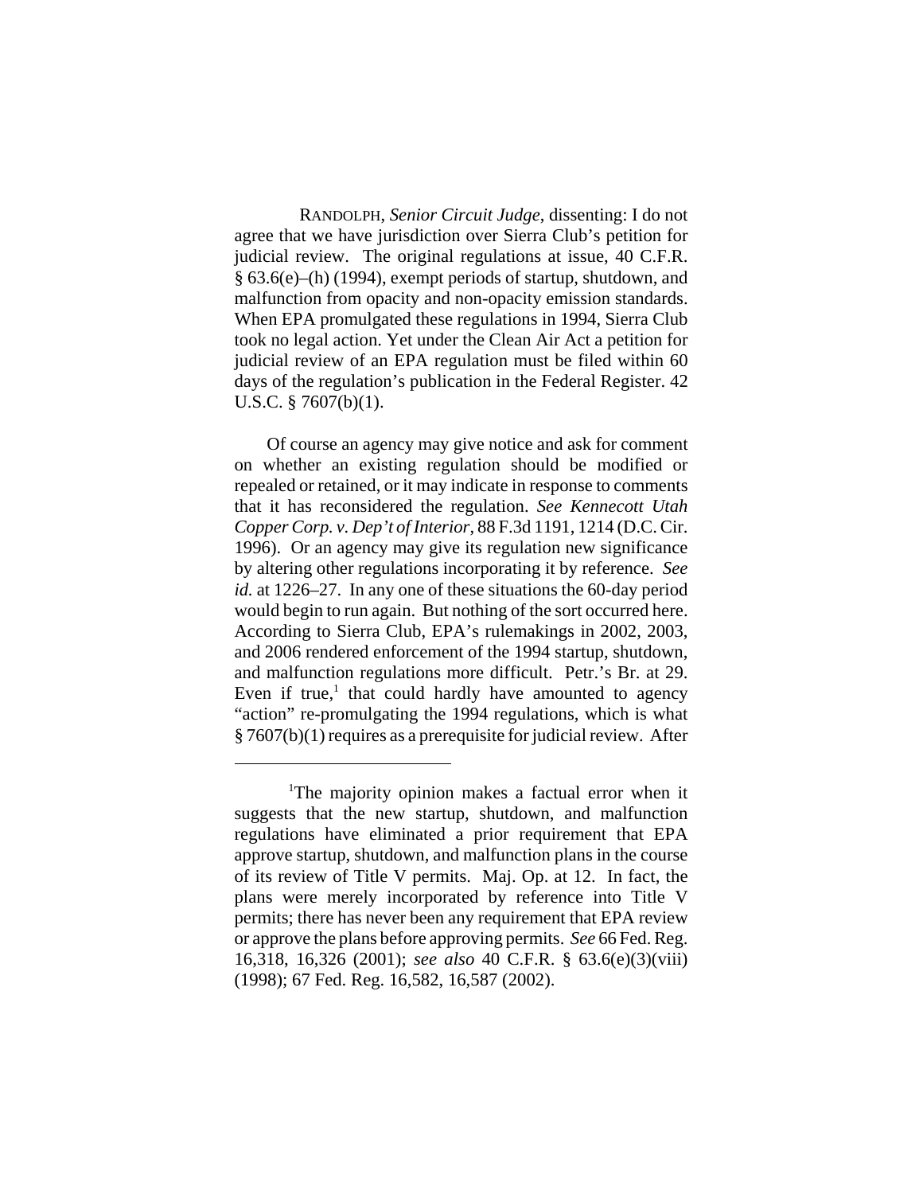RANDOLPH, *Senior Circuit Judge*, dissenting: I do not agree that we have jurisdiction over Sierra Club's petition for judicial review. The original regulations at issue, 40 C.F.R. § 63.6(e)–(h) (1994), exempt periods of startup, shutdown, and malfunction from opacity and non-opacity emission standards. When EPA promulgated these regulations in 1994, Sierra Club took no legal action. Yet under the Clean Air Act a petition for judicial review of an EPA regulation must be filed within 60 days of the regulation's publication in the Federal Register. 42 U.S.C. § 7607(b)(1).

Of course an agency may give notice and ask for comment on whether an existing regulation should be modified or repealed or retained, or it may indicate in response to comments that it has reconsidered the regulation. *See Kennecott Utah Copper Corp. v. Dep't of Interior*, 88 F.3d 1191, 1214 (D.C. Cir. 1996). Or an agency may give its regulation new significance by altering other regulations incorporating it by reference. *See id.* at 1226–27. In any one of these situations the 60-day period would begin to run again. But nothing of the sort occurred here. According to Sierra Club, EPA's rulemakings in 2002, 2003, and 2006 rendered enforcement of the 1994 startup, shutdown, and malfunction regulations more difficult. Petr.'s Br. at 29. Even if true,[1] that could hardly have amounted to agency "action" re-promulgating the 1994 regulations, which is what § 7607(b)(1) requires as a prerequisite for judicial review. After

[1] The majority opinion makes a factual error when it suggests that the new startup, shutdown, and malfunction regulations have eliminated a prior requirement that EPA approve startup, shutdown, and malfunction plans in the course of its review of Title V permits. Maj. Op. at 12. In fact, the plans were merely incorporated by reference into Title V permits; there has never been any requirement that EPA review or approve the plans before approving permits. *See* 66 Fed. Reg. 16,318, 16,326 (2001); *see also* 40 C.F.R. § 63.6(e)(3)(viii) (1998); 67 Fed. Reg. 16,582, 16,587 (2002).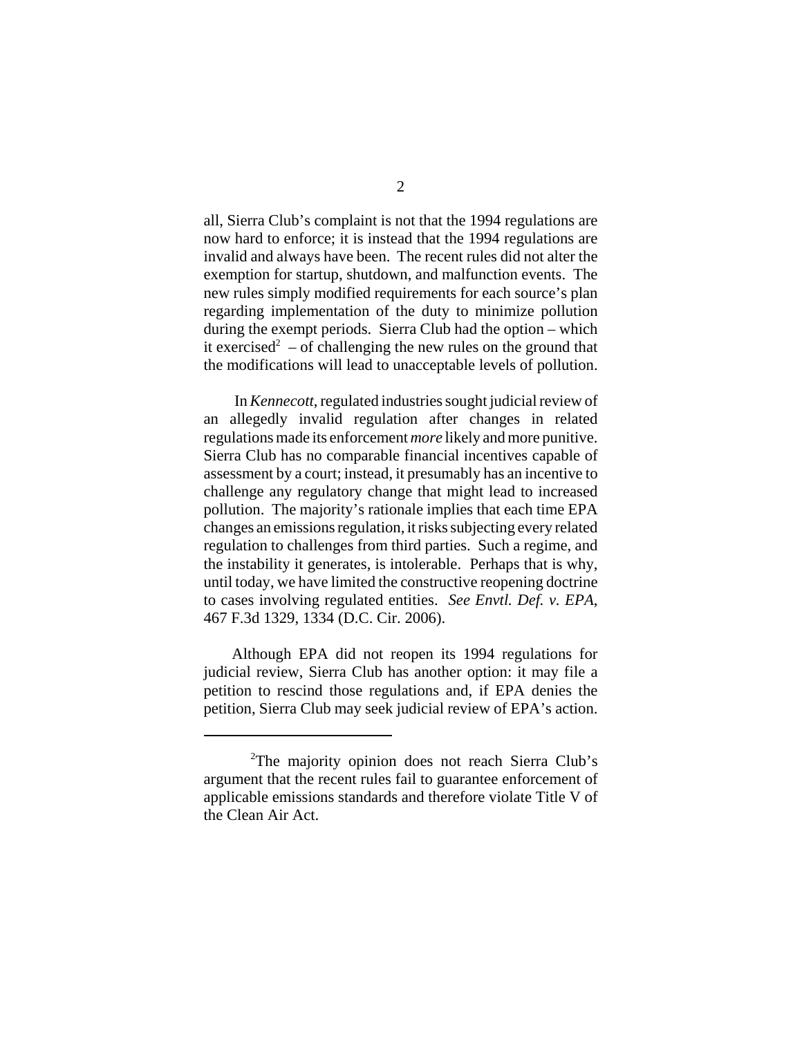all, Sierra Club's complaint is not that the 1994 regulations are now hard to enforce; it is instead that the 1994 regulations are invalid and always have been. The recent rules did not alter the exemption for startup, shutdown, and malfunction events. The new rules simply modified requirements for each source's plan regarding implementation of the duty to minimize pollution during the exempt periods. Sierra Club had the option – which it exercised[2] – of challenging the new rules on the ground that the modifications will lead to unacceptable levels of pollution.

In *Kennecott*, regulated industries sought judicial review of an allegedly invalid regulation after changes in related regulations made its enforcement *more* likely and more punitive. Sierra Club has no comparable financial incentives capable of assessment by a court; instead, it presumably has an incentive to challenge any regulatory change that might lead to increased pollution. The majority's rationale implies that each time EPA changes an emissions regulation, it risks subjecting every related regulation to challenges from third parties. Such a regime, and the instability it generates, is intolerable. Perhaps that is why, until today, we have limited the constructive reopening doctrine to cases involving regulated entities. *See Envtl. Def. v. EPA*, 467 F.3d 1329, 1334 (D.C. Cir. 2006).

Although EPA did not reopen its 1994 regulations for judicial review, Sierra Club has another option: it may file a petition to rescind those regulations and, if EPA denies the petition, Sierra Club may seek judicial review of EPA's action.

---

[2]The majority opinion does not reach Sierra Club's argument that the recent rules fail to guarantee enforcement of applicable emissions standards and therefore violate Title V of the Clean Air Act.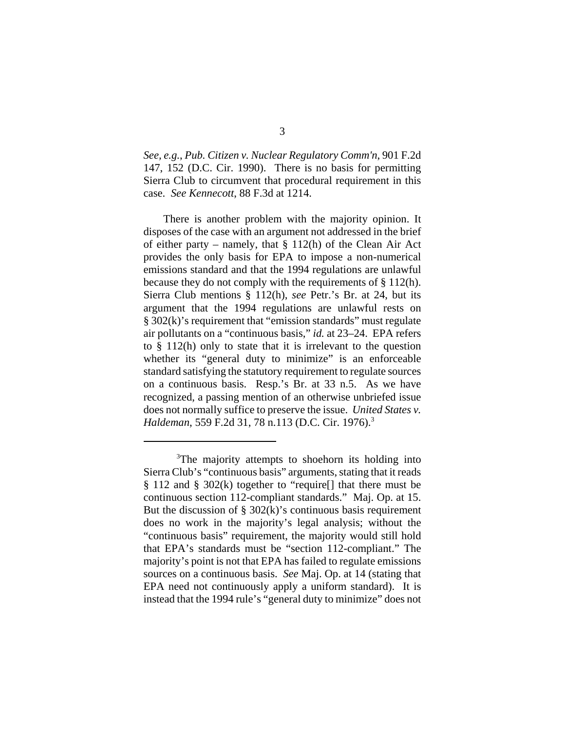*See, e.g.*, *Pub. Citizen v. Nuclear Regulatory Comm'n*, 901 F.2d 147, 152 (D.C. Cir. 1990). There is no basis for permitting Sierra Club to circumvent that procedural requirement in this case. *See Kennecott*, 88 F.3d at 1214.

There is another problem with the majority opinion. It disposes of the case with an argument not addressed in the brief of either party – namely, that § 112(h) of the Clean Air Act provides the only basis for EPA to impose a non-numerical emissions standard and that the 1994 regulations are unlawful because they do not comply with the requirements of § 112(h). Sierra Club mentions § 112(h), *see* Petr.'s Br. at 24, but its argument that the 1994 regulations are unlawful rests on § 302(k)'s requirement that "emission standards" must regulate air pollutants on a "continuous basis," *id.* at 23–24. EPA refers to § 112(h) only to state that it is irrelevant to the question whether its "general duty to minimize" is an enforceable standard satisfying the statutory requirement to regulate sources on a continuous basis. Resp.'s Br. at 33 n.5. As we have recognized, a passing mention of an otherwise unbriefed issue does not normally suffice to preserve the issue. *United States v. Haldeman*, 559 F.2d 31, 78 n.113 (D.C. Cir. 1976).[3]

[3]The majority attempts to shoehorn its holding into Sierra Club's "continuous basis" arguments, stating that it reads § 112 and § 302(k) together to "require[] that there must be continuous section 112-compliant standards." Maj. Op. at 15. But the discussion of § 302(k)'s continuous basis requirement does no work in the majority's legal analysis; without the "continuous basis" requirement, the majority would still hold that EPA's standards must be "section 112-compliant." The majority's point is not that EPA has failed to regulate emissions sources on a continuous basis. *See* Maj. Op. at 14 (stating that EPA need not continuously apply a uniform standard). It is instead that the 1994 rule's "general duty to minimize" does not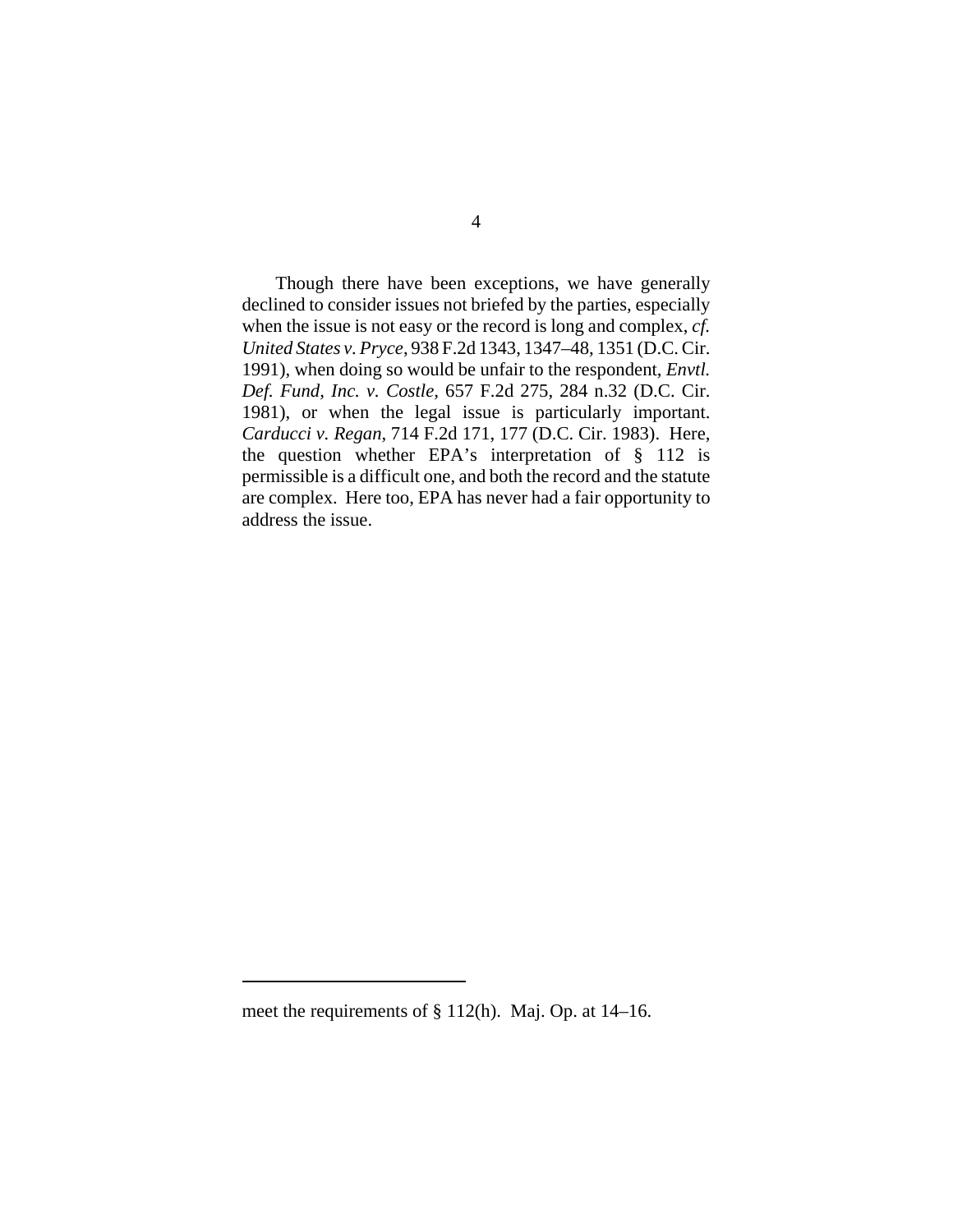Though there have been exceptions, we have generally declined to consider issues not briefed by the parties, especially when the issue is not easy or the record is long and complex, *cf. United States v. Pryce*, 938 F.2d 1343, 1347–48, 1351 (D.C. Cir. 1991), when doing so would be unfair to the respondent, *Envtl. Def. Fund, Inc. v. Costle*, 657 F.2d 275, 284 n.32 (D.C. Cir. 1981), or when the legal issue is particularly important. *Carducci v. Regan*, 714 F.2d 171, 177 (D.C. Cir. 1983). Here, the question whether EPA's interpretation of § 112 is permissible is a difficult one, and both the record and the statute are complex. Here too, EPA has never had a fair opportunity to address the issue.

---

meet the requirements of § 112(h). Maj. Op. at 14–16.